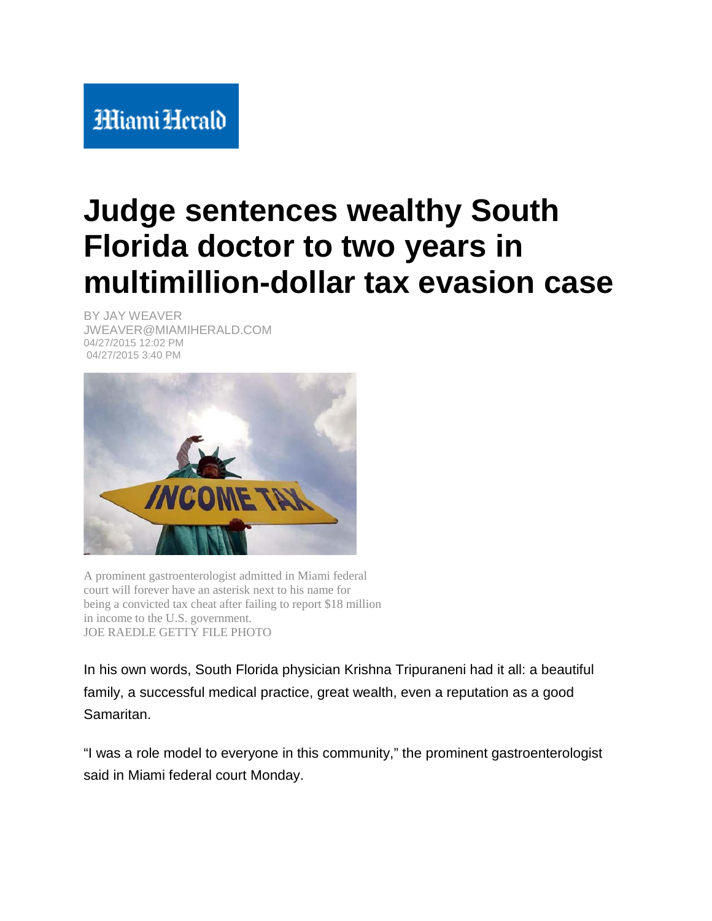Miami Herald

# Judge sentences wealthy South Florida doctor to two years in multimillion-dollar tax evasion case

BY JAY WEAVER
JWEAVER@MIAMIHERALD.COM
04/27/2015 12:02 PM
04/27/2015 3:40 PM

A prominent gastroenterologist admitted in Miami federal court will forever have an asterisk next to his name for being a convicted tax cheat after failing to report $18 million in income to the U.S. government.
JOE RAEDLE GETTY FILE PHOTO

In his own words, South Florida physician Krishna Tripuraneni had it all: a beautiful family, a successful medical practice, great wealth, even a reputation as a good Samaritan.

“I was a role model to everyone in this community,” the prominent gastroenterologist said in Miami federal court Monday.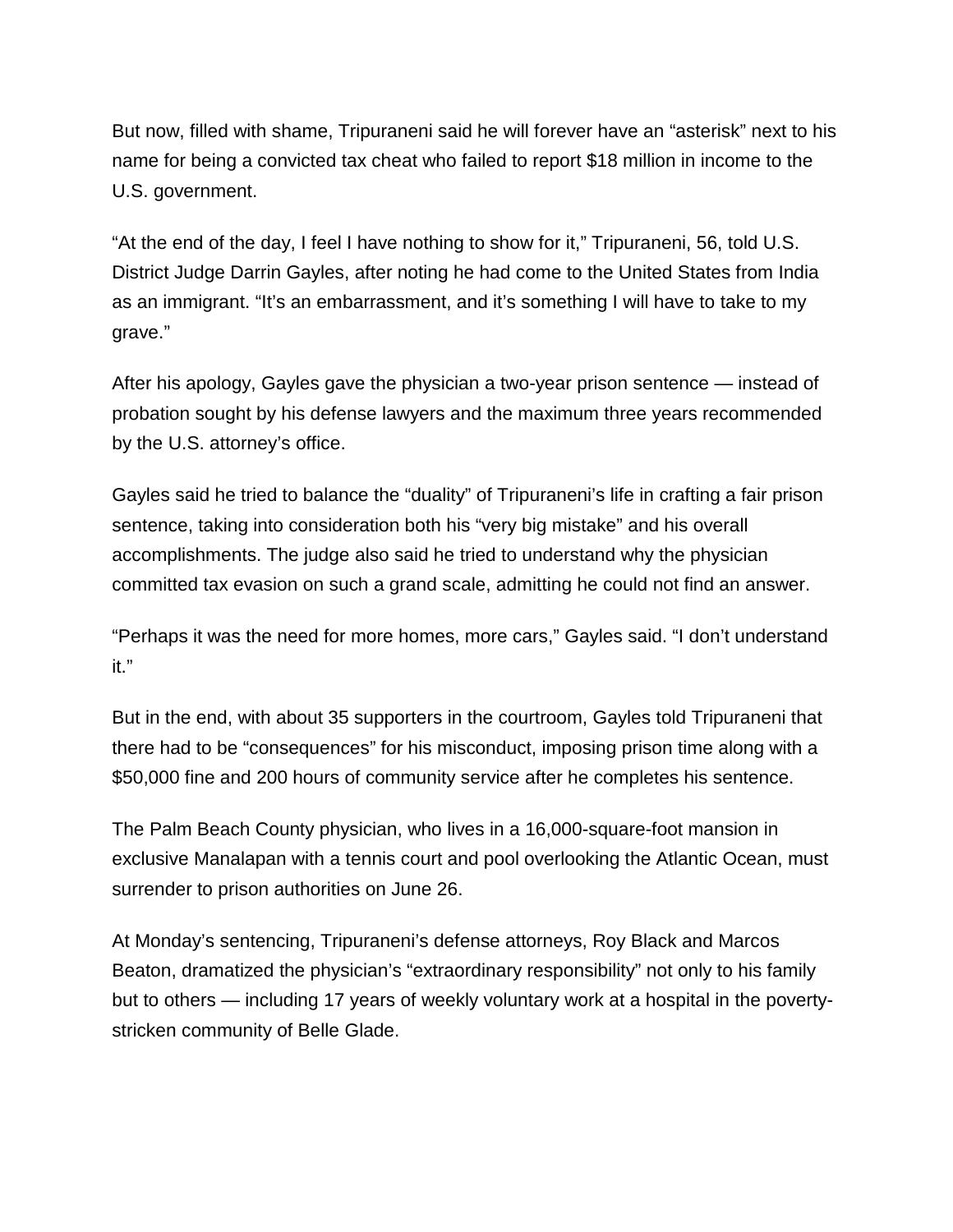But now, filled with shame, Tripuraneni said he will forever have an “asterisk” next to his name for being a convicted tax cheat who failed to report $18 million in income to the U.S. government.

“At the end of the day, I feel I have nothing to show for it,” Tripuraneni, 56, told U.S. District Judge Darrin Gayles, after noting he had come to the United States from India as an immigrant. “It’s an embarrassment, and it’s something I will have to take to my grave.”

After his apology, Gayles gave the physician a two-year prison sentence — instead of probation sought by his defense lawyers and the maximum three years recommended by the U.S. attorney’s office.

Gayles said he tried to balance the “duality” of Tripuraneni’s life in crafting a fair prison sentence, taking into consideration both his “very big mistake” and his overall accomplishments. The judge also said he tried to understand why the physician committed tax evasion on such a grand scale, admitting he could not find an answer.

“Perhaps it was the need for more homes, more cars,” Gayles said. “I don’t understand it.”

But in the end, with about 35 supporters in the courtroom, Gayles told Tripuraneni that there had to be “consequences” for his misconduct, imposing prison time along with a $50,000 fine and 200 hours of community service after he completes his sentence.

The Palm Beach County physician, who lives in a 16,000-square-foot mansion in exclusive Manalapan with a tennis court and pool overlooking the Atlantic Ocean, must surrender to prison authorities on June 26.

At Monday’s sentencing, Tripuraneni’s defense attorneys, Roy Black and Marcos Beaton, dramatized the physician’s “extraordinary responsibility” not only to his family but to others — including 17 years of weekly voluntary work at a hospital in the poverty-stricken community of Belle Glade.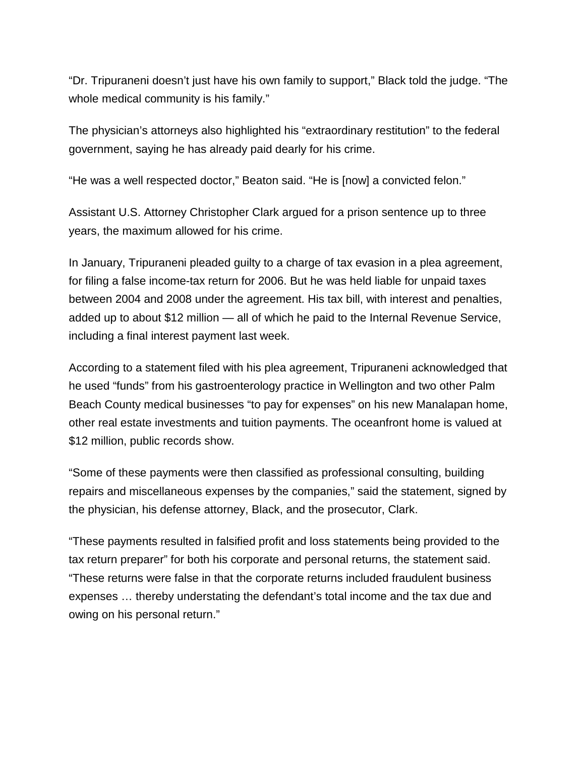“Dr. Tripuraneni doesn’t just have his own family to support,” Black told the judge. “The whole medical community is his family.”

The physician’s attorneys also highlighted his “extraordinary restitution” to the federal government, saying he has already paid dearly for his crime.

“He was a well respected doctor,” Beaton said. “He is [now] a convicted felon.”

Assistant U.S. Attorney Christopher Clark argued for a prison sentence up to three years, the maximum allowed for his crime.

In January, Tripuraneni pleaded guilty to a charge of tax evasion in a plea agreement, for filing a false income-tax return for 2006. But he was held liable for unpaid taxes between 2004 and 2008 under the agreement. His tax bill, with interest and penalties, added up to about $12 million — all of which he paid to the Internal Revenue Service, including a final interest payment last week.

According to a statement filed with his plea agreement, Tripuraneni acknowledged that he used “funds” from his gastroenterology practice in Wellington and two other Palm Beach County medical businesses “to pay for expenses” on his new Manalapan home, other real estate investments and tuition payments. The oceanfront home is valued at $12 million, public records show.

“Some of these payments were then classified as professional consulting, building repairs and miscellaneous expenses by the companies,” said the statement, signed by the physician, his defense attorney, Black, and the prosecutor, Clark.

“These payments resulted in falsified profit and loss statements being provided to the tax return preparer” for both his corporate and personal returns, the statement said. “These returns were false in that the corporate returns included fraudulent business expenses … thereby understating the defendant’s total income and the tax due and owing on his personal return.”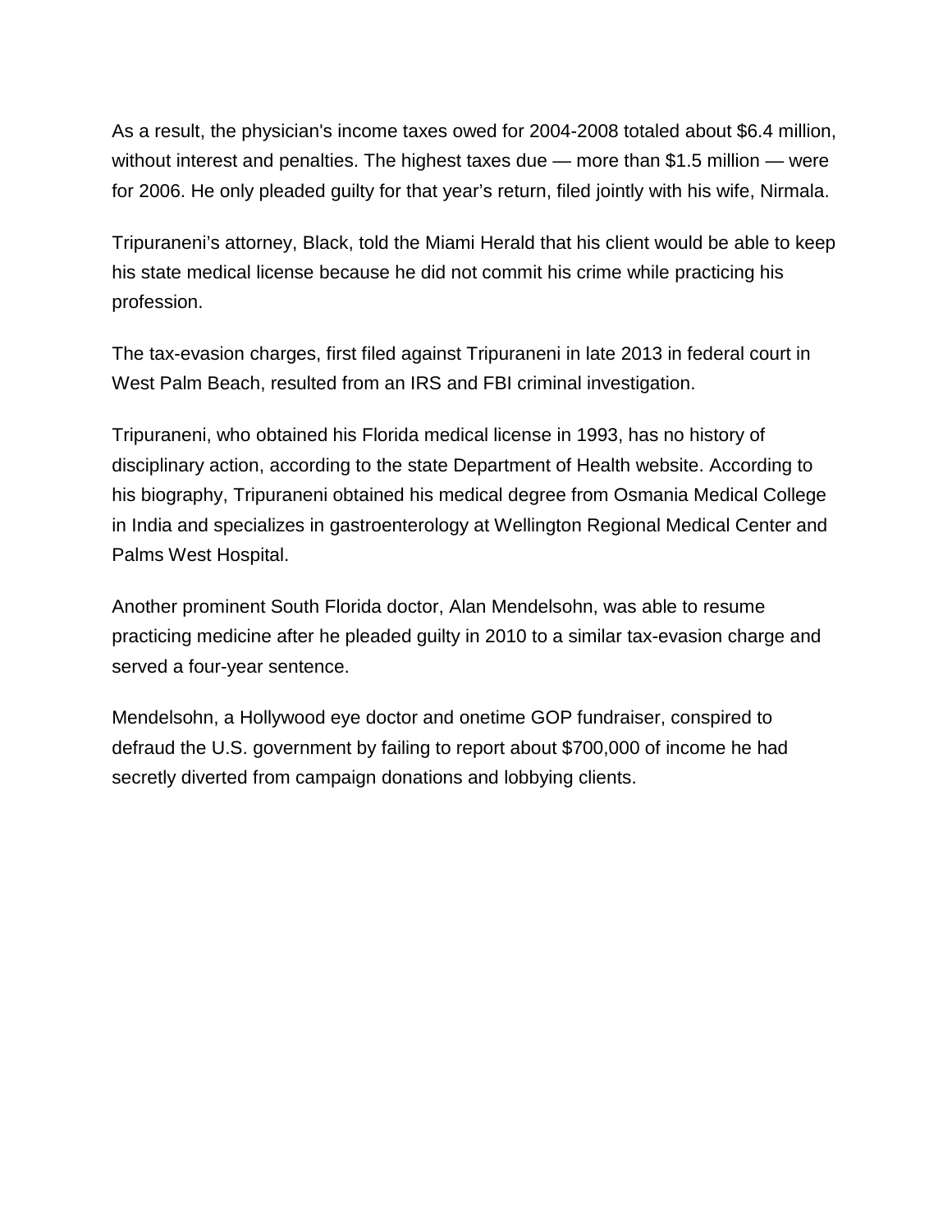As a result, the physician's income taxes owed for 2004-2008 totaled about $6.4 million, without interest and penalties. The highest taxes due — more than $1.5 million — were for 2006. He only pleaded guilty for that year's return, filed jointly with his wife, Nirmala.

Tripuraneni's attorney, Black, told the Miami Herald that his client would be able to keep his state medical license because he did not commit his crime while practicing his profession.

The tax-evasion charges, first filed against Tripuraneni in late 2013 in federal court in West Palm Beach, resulted from an IRS and FBI criminal investigation.

Tripuraneni, who obtained his Florida medical license in 1993, has no history of disciplinary action, according to the state Department of Health website. According to his biography, Tripuraneni obtained his medical degree from Osmania Medical College in India and specializes in gastroenterology at Wellington Regional Medical Center and Palms West Hospital.

Another prominent South Florida doctor, Alan Mendelsohn, was able to resume practicing medicine after he pleaded guilty in 2010 to a similar tax-evasion charge and served a four-year sentence.

Mendelsohn, a Hollywood eye doctor and onetime GOP fundraiser, conspired to defraud the U.S. government by failing to report about $700,000 of income he had secretly diverted from campaign donations and lobbying clients.